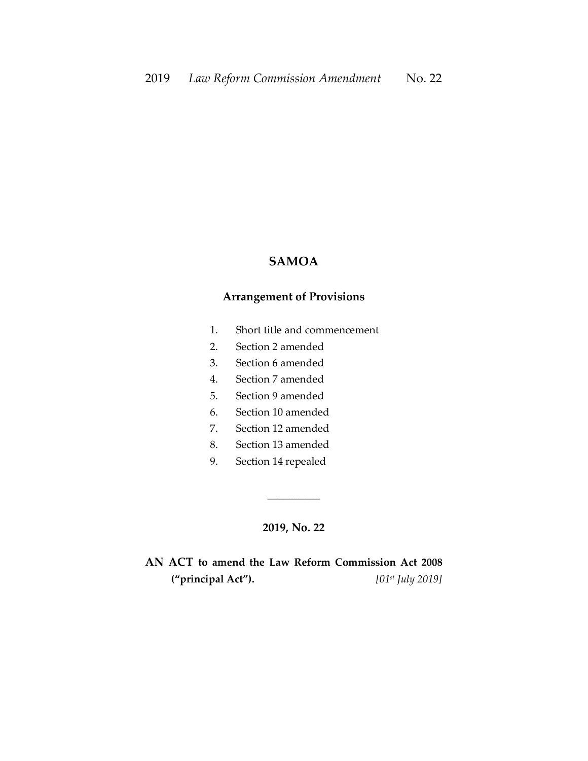# SAMOA

## Arrangement of Provisions

1. Short title and commencement
2. Section 2 amended
3. Section 6 amended
4. Section 7 amended
5. Section 9 amended
6. Section 10 amended
7. Section 12 amended
8. Section 13 amended
9. Section 14 repealed

---

**2019, No. 22**

**AN ACT to amend the Law Reform Commission Act 2008 ("principal Act").** *[01st July 2019]*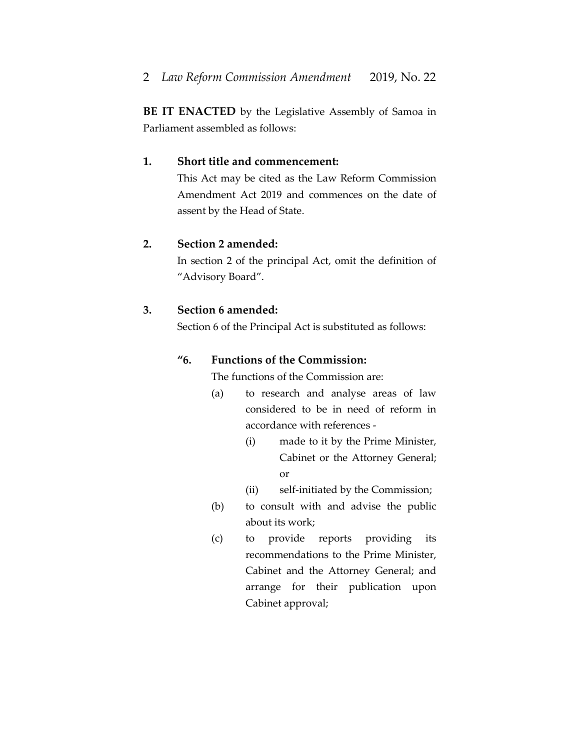**BE IT ENACTED** by the Legislative Assembly of Samoa in Parliament assembled as follows:

**1. Short title and commencement:**

This Act may be cited as the Law Reform Commission Amendment Act 2019 and commences on the date of assent by the Head of State.

**2. Section 2 amended:**

In section 2 of the principal Act, omit the definition of "Advisory Board".

**3. Section 6 amended:**

Section 6 of the Principal Act is substituted as follows:

**"6. Functions of the Commission:**

The functions of the Commission are:

(a) to research and analyse areas of law considered to be in need of reform in accordance with references -

(i) made to it by the Prime Minister, Cabinet or the Attorney General; or

(ii) self-initiated by the Commission;

(b) to consult with and advise the public about its work;

(c) to provide reports providing its recommendations to the Prime Minister, Cabinet and the Attorney General; and arrange for their publication upon Cabinet approval;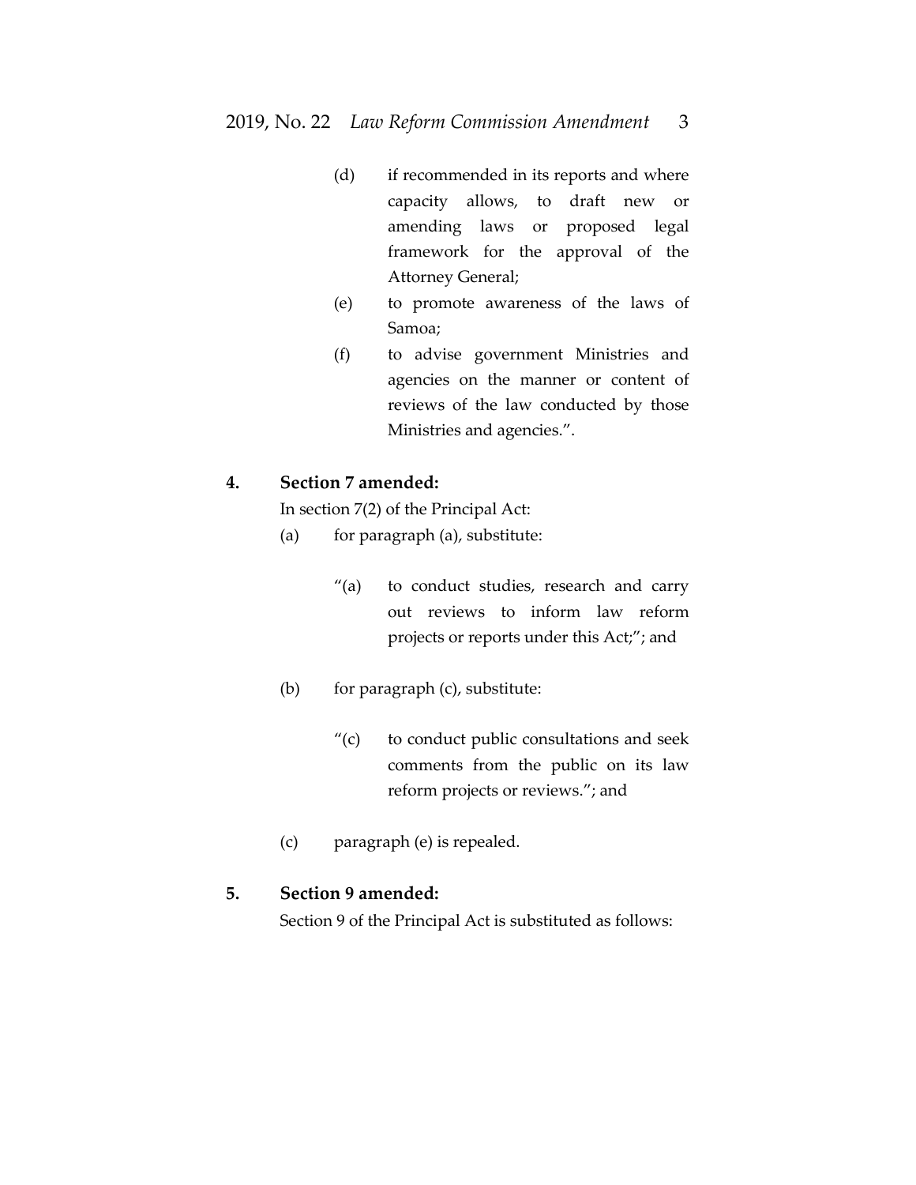(d) if recommended in its reports and where capacity allows, to draft new or amending laws or proposed legal framework for the approval of the Attorney General;

(e) to promote awareness of the laws of Samoa;

(f) to advise government Ministries and agencies on the manner or content of reviews of the law conducted by those Ministries and agencies.”.

**4. Section 7 amended:**

In section 7(2) of the Principal Act:

(a) for paragraph (a), substitute:

“(a) to conduct studies, research and carry out reviews to inform law reform projects or reports under this Act;”; and

(b) for paragraph (c), substitute:

“(c) to conduct public consultations and seek comments from the public on its law reform projects or reviews.”; and

(c) paragraph (e) is repealed.

**5. Section 9 amended:**

Section 9 of the Principal Act is substituted as follows: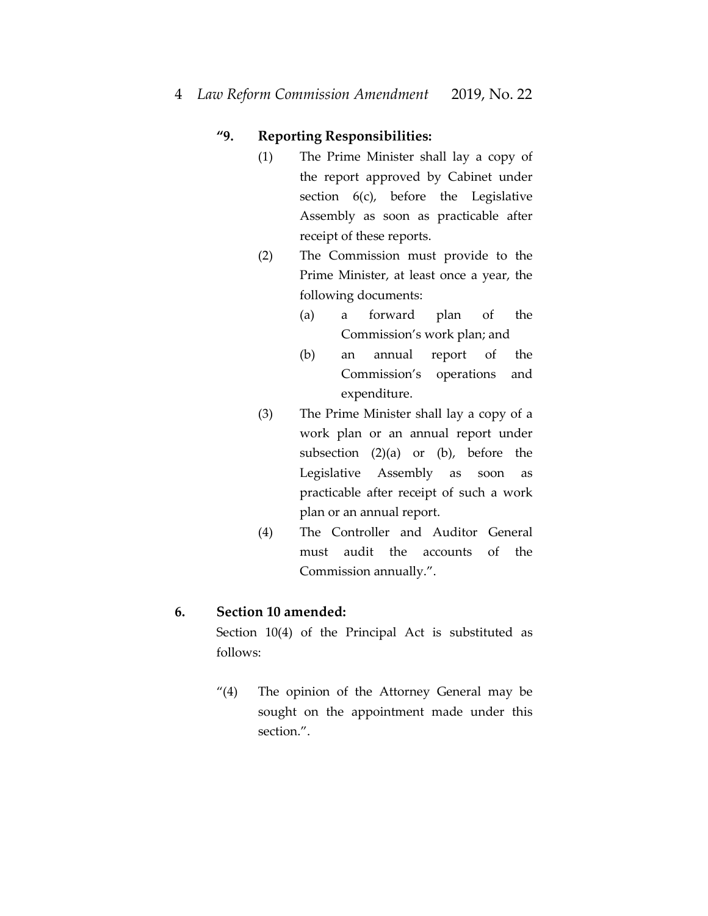**"9. Reporting Responsibilities:**

(1) The Prime Minister shall lay a copy of the report approved by Cabinet under section 6(c), before the Legislative Assembly as soon as practicable after receipt of these reports.

(2) The Commission must provide to the Prime Minister, at least once a year, the following documents:

(a) a forward plan of the Commission's work plan; and

(b) an annual report of the Commission's operations and expenditure.

(3) The Prime Minister shall lay a copy of a work plan or an annual report under subsection (2)(a) or (b), before the Legislative Assembly as soon as practicable after receipt of such a work plan or an annual report.

(4) The Controller and Auditor General must audit the accounts of the Commission annually.".

**6. Section 10 amended:**

Section 10(4) of the Principal Act is substituted as follows:

"(4) The opinion of the Attorney General may be sought on the appointment made under this section.".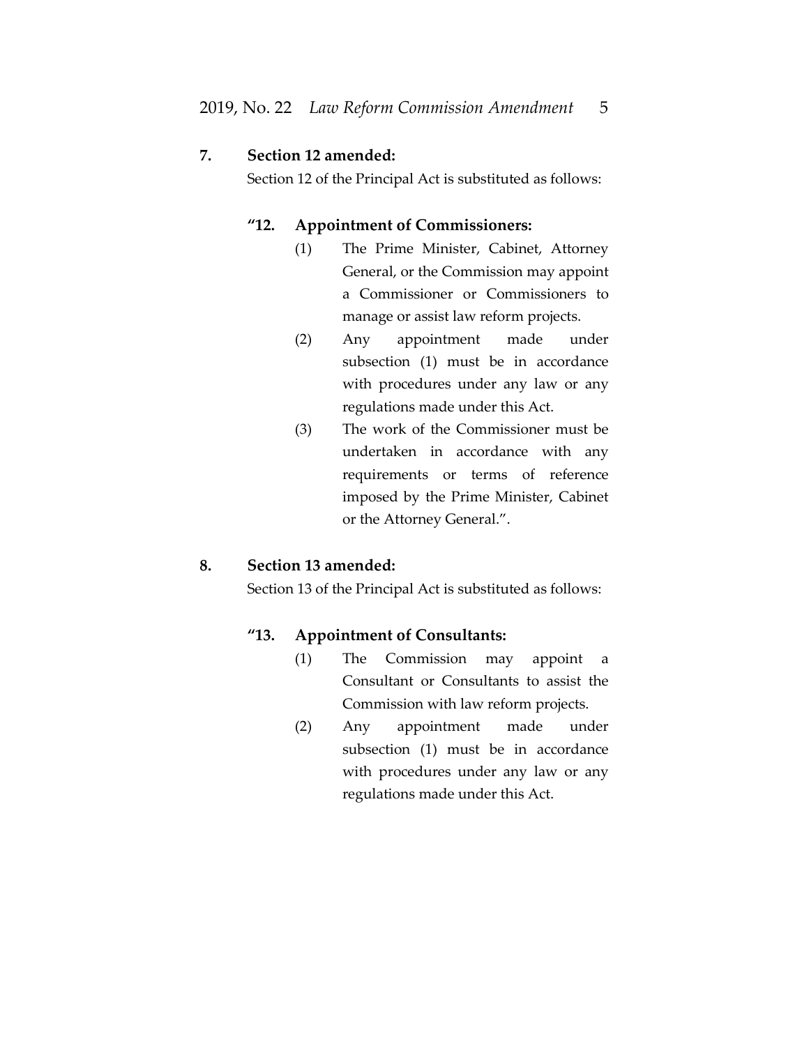**7. Section 12 amended:**

Section 12 of the Principal Act is substituted as follows:

**"12. Appointment of Commissioners:**

(1) The Prime Minister, Cabinet, Attorney General, or the Commission may appoint a Commissioner or Commissioners to manage or assist law reform projects.

(2) Any appointment made under subsection (1) must be in accordance with procedures under any law or any regulations made under this Act.

(3) The work of the Commissioner must be undertaken in accordance with any requirements or terms of reference imposed by the Prime Minister, Cabinet or the Attorney General.".

**8. Section 13 amended:**

Section 13 of the Principal Act is substituted as follows:

**"13. Appointment of Consultants:**

(1) The Commission may appoint a Consultant or Consultants to assist the Commission with law reform projects.

(2) Any appointment made under subsection (1) must be in accordance with procedures under any law or any regulations made under this Act.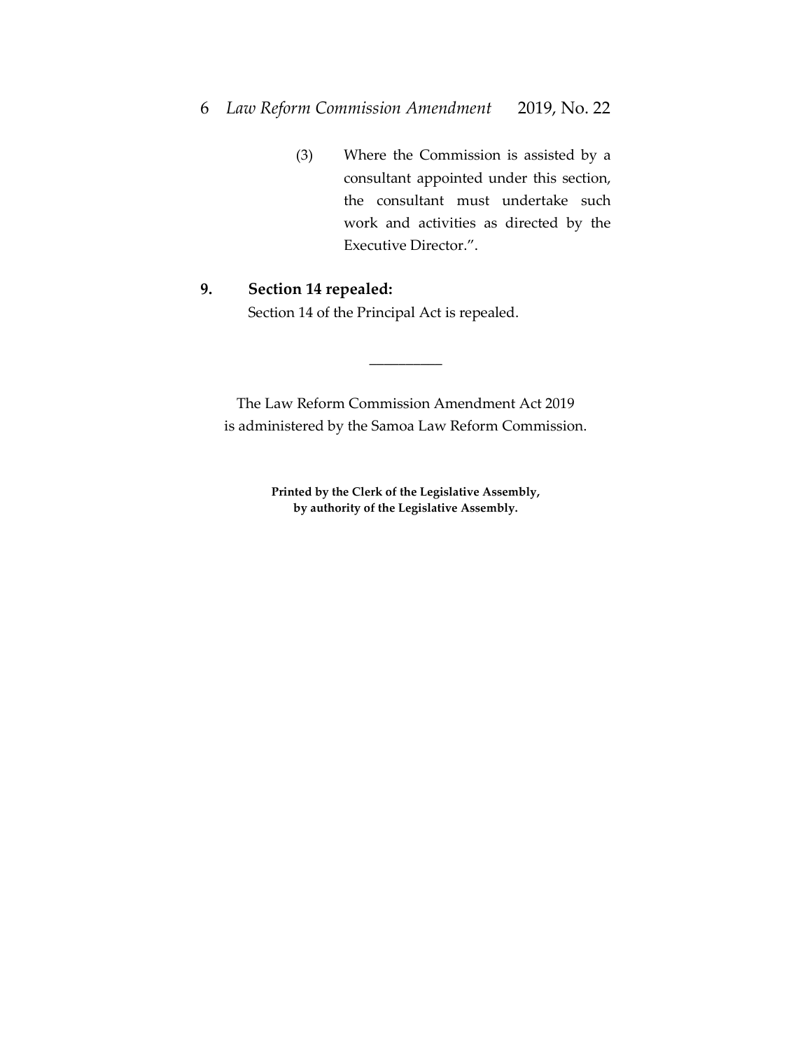(3) Where the Commission is assisted by a consultant appointed under this section, the consultant must undertake such work and activities as directed by the Executive Director.”.

**9. Section 14 repealed:**

Section 14 of the Principal Act is repealed.

---

The Law Reform Commission Amendment Act 2019 is administered by the Samoa Law Reform Commission.

**Printed by the Clerk of the Legislative Assembly, by authority of the Legislative Assembly.**